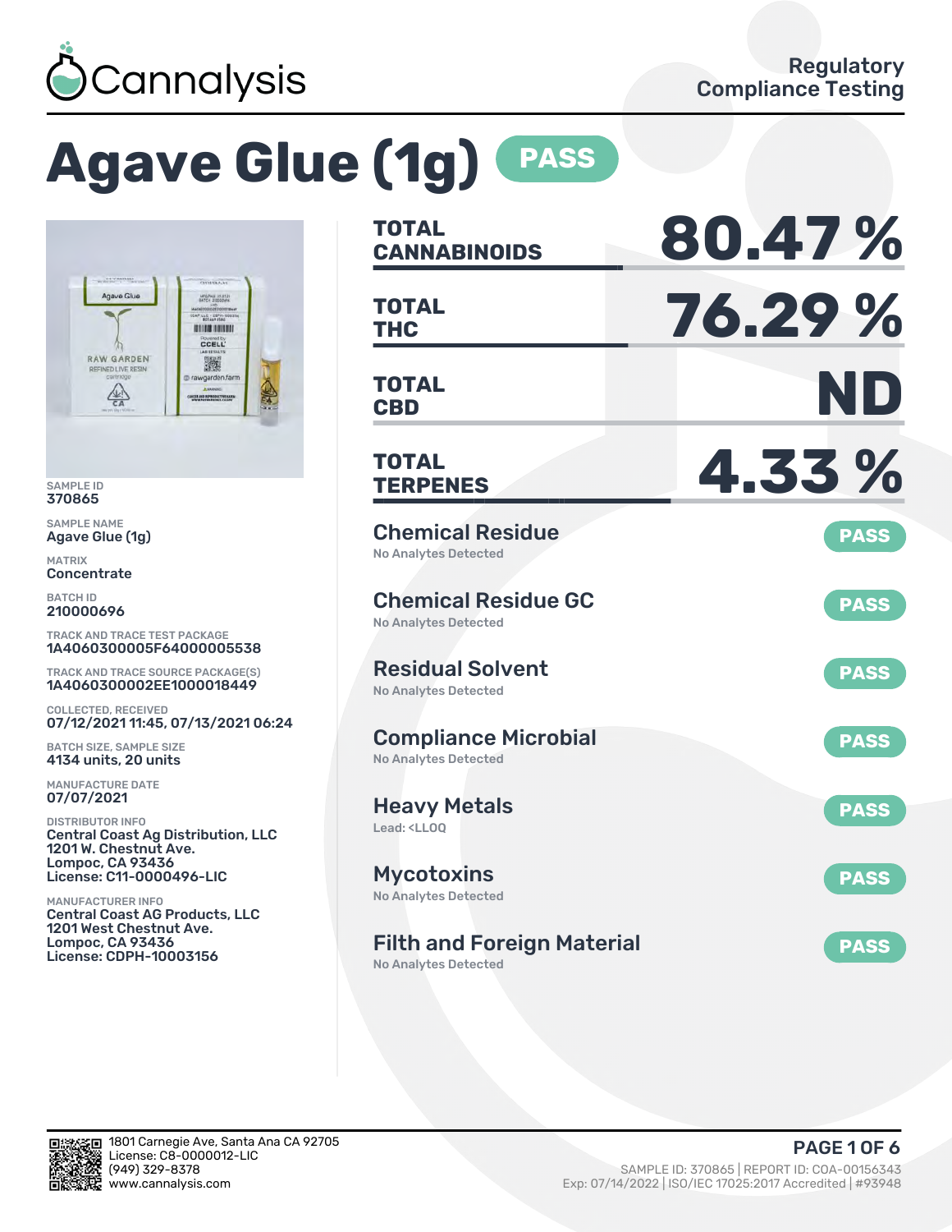Cannalysis

Regulatory Compliance Testing

# Agave Glue (1g) PASS

SAMPLE ID
370865

SAMPLE NAME
Agave Glue (1g)

MATRIX
Concentrate

BATCH ID
210000696

TRACK AND TRACE TEST PACKAGE
1A4060300005F64000005538

TRACK AND TRACE SOURCE PACKAGE(S)
1A4060300002EE1000018449

COLLECTED, RECEIVED
07/12/2021 11:45, 07/13/2021 06:24

BATCH SIZE, SAMPLE SIZE
4134 units, 20 units

MANUFACTURE DATE
07/07/2021

DISTRIBUTOR INFO
Central Coast Ag Distribution, LLC
1201 W. Chestnut Ave.
Lompoc, CA 93436
License: C11-0000496-LIC

MANUFACTURER INFO
Central Coast AG Products, LLC
1201 West Chestnut Ave.
Lompoc, CA 93436
License: CDPH-10003156

| | |
|---|---|
| **TOTAL CANNABINOIDS** | **80.47 %** |
| **TOTAL THC** | **76.29 %** |
| **TOTAL CBD** | **ND** |
| **TOTAL TERPENES** | **4.33 %** |

| Test | Result | Status |
|---|---|---|
| Chemical Residue | No Analytes Detected | PASS |
| Chemical Residue GC | No Analytes Detected | PASS |
| Residual Solvent | No Analytes Detected | PASS |
| Compliance Microbial | No Analytes Detected | PASS |
| Heavy Metals | Lead: <LLOQ | PASS |
| Mycotoxins | No Analytes Detected | PASS |
| Filth and Foreign Material | No Analytes Detected | PASS |

1801 Carnegie Ave, Santa Ana CA 92705
License: C8-0000012-LIC
(949) 329-8378
www.cannalysis.com

SAMPLE ID: 370865 | REPORT ID: COA-00156343
Exp: 07/14/2022 | ISO/IEC 17025:2017 Accredited | #93948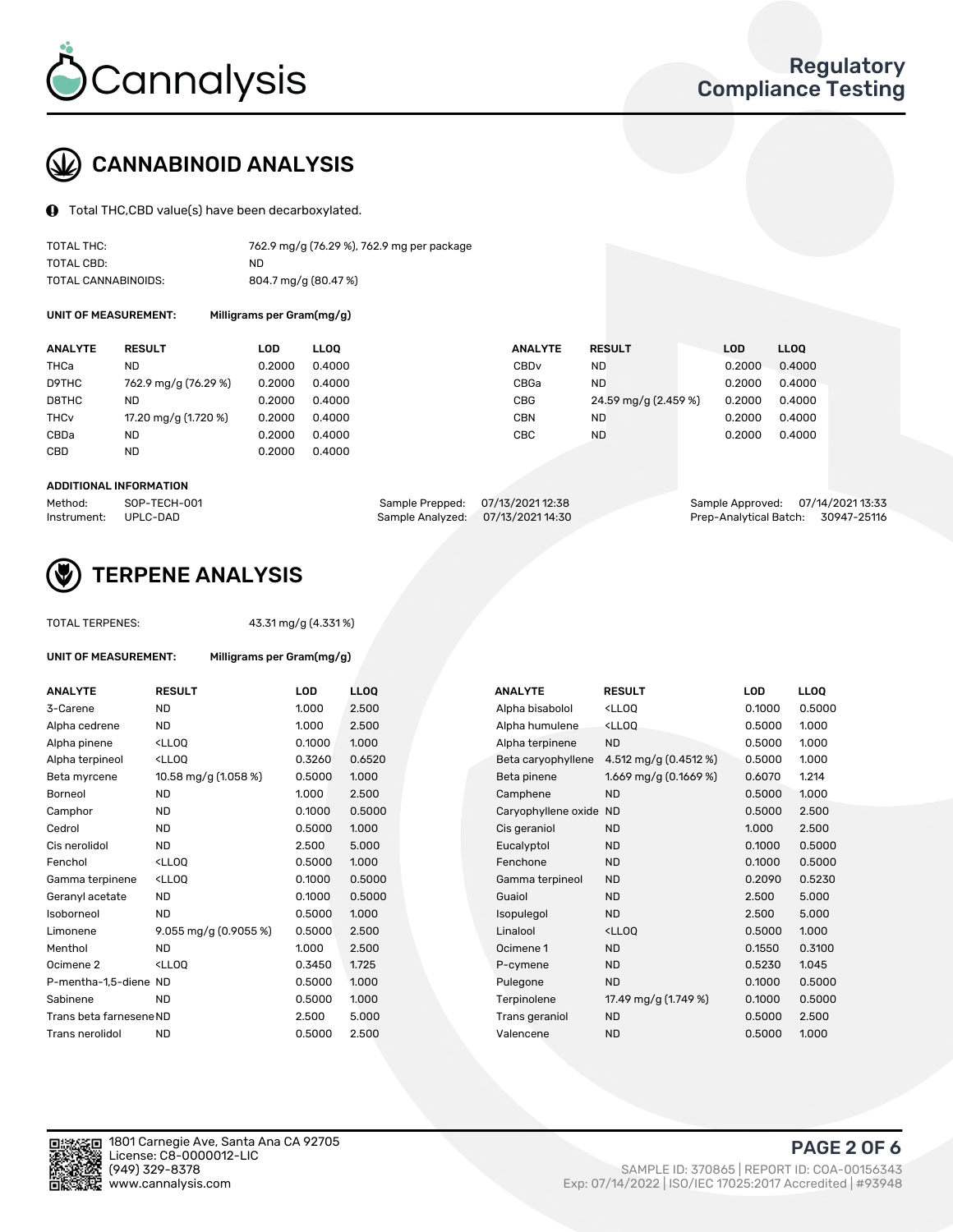# CANNABINOID ANALYSIS

Total THC,CBD value(s) have been decarboxylated.

TOTAL THC: 762.9 mg/g (76.29 %), 762.9 mg per package
TOTAL CBD: ND
TOTAL CANNABINOIDS: 804.7 mg/g (80.47 %)

**UNIT OF MEASUREMENT:** Milligrams per Gram(mg/g)

| ANALYTE | RESULT | LOD | LLOQ | ANALYTE | RESULT | LOD | LLOQ |
|---|---|---|---|---|---|---|---|
| THCa | ND | 0.2000 | 0.4000 | CBDv | ND | 0.2000 | 0.4000 |
| D9THC | 762.9 mg/g (76.29 %) | 0.2000 | 0.4000 | CBGa | ND | 0.2000 | 0.4000 |
| D8THC | ND | 0.2000 | 0.4000 | CBG | 24.59 mg/g (2.459 %) | 0.2000 | 0.4000 |
| THCv | 17.20 mg/g (1.720 %) | 0.2000 | 0.4000 | CBN | ND | 0.2000 | 0.4000 |
| CBDa | ND | 0.2000 | 0.4000 | CBC | ND | 0.2000 | 0.4000 |
| CBD | ND | 0.2000 | 0.4000 | | | | |

**ADDITIONAL INFORMATION**

| | | | | | |
|---|---|---|---|---|---|
| Method: | SOP-TECH-001 | Sample Prepped: | 07/13/2021 12:38 | Sample Approved: | 07/14/2021 13:33 |
| Instrument: | UPLC-DAD | Sample Analyzed: | 07/13/2021 14:30 | Prep-Analytical Batch: | 30947-25116 |

# TERPENE ANALYSIS

TOTAL TERPENES: 43.31 mg/g (4.331 %)

**UNIT OF MEASUREMENT:** Milligrams per Gram(mg/g)

| ANALYTE | RESULT | LOD | LLOQ | ANALYTE | RESULT | LOD | LLOQ |
|---|---|---|---|---|---|---|---|
| 3-Carene | ND | 1.000 | 2.500 | Alpha bisabolol | <LLOQ | 0.1000 | 0.5000 |
| Alpha cedrene | ND | 1.000 | 2.500 | Alpha humulene | <LLOQ | 0.5000 | 1.000 |
| Alpha pinene | <LLOQ | 0.1000 | 1.000 | Alpha terpinene | ND | 0.5000 | 1.000 |
| Alpha terpineol | <LLOQ | 0.3260 | 0.6520 | Beta caryophyllene | 4.512 mg/g (0.4512 %) | 0.5000 | 1.000 |
| Beta myrcene | 10.58 mg/g (1.058 %) | 0.5000 | 1.000 | Beta pinene | 1.669 mg/g (0.1669 %) | 0.6070 | 1.214 |
| Borneol | ND | 1.000 | 2.500 | Camphene | ND | 0.5000 | 1.000 |
| Camphor | ND | 0.1000 | 0.5000 | Caryophyllene oxide | ND | 0.5000 | 2.500 |
| Cedrol | ND | 0.5000 | 1.000 | Cis geraniol | ND | 1.000 | 2.500 |
| Cis nerolidol | ND | 2.500 | 5.000 | Eucalyptol | ND | 0.1000 | 0.5000 |
| Fenchol | <LLOQ | 0.5000 | 1.000 | Fenchone | ND | 0.1000 | 0.5000 |
| Gamma terpinene | <LLOQ | 0.1000 | 0.5000 | Gamma terpineol | ND | 0.2090 | 0.5230 |
| Geranyl acetate | ND | 0.1000 | 0.5000 | Guaiol | ND | 2.500 | 5.000 |
| Isoborneol | ND | 0.5000 | 1.000 | Isopulegol | ND | 2.500 | 5.000 |
| Limonene | 9.055 mg/g (0.9055 %) | 0.5000 | 2.500 | Linalool | <LLOQ | 0.5000 | 1.000 |
| Menthol | ND | 1.000 | 2.500 | Ocimene 1 | ND | 0.1550 | 0.3100 |
| Ocimene 2 | <LLOQ | 0.3450 | 1.725 | P-cymene | ND | 0.5230 | 1.045 |
| P-mentha-1,5-diene | ND | 0.5000 | 1.000 | Pulegone | ND | 0.1000 | 0.5000 |
| Sabinene | ND | 0.5000 | 1.000 | Terpinolene | 17.49 mg/g (1.749 %) | 0.1000 | 0.5000 |
| Trans beta farnesene | ND | 2.500 | 5.000 | Trans geraniol | ND | 0.5000 | 2.500 |
| Trans nerolidol | ND | 0.5000 | 2.500 | Valencene | ND | 0.5000 | 1.000 |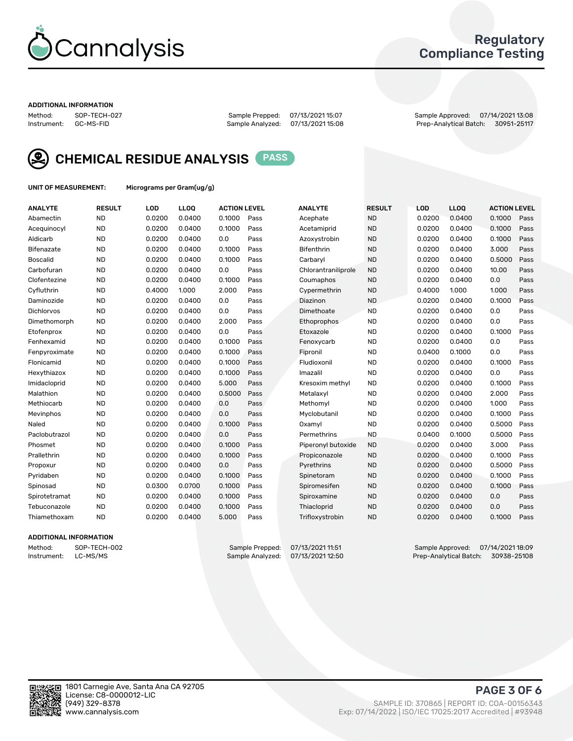# Cannalysis

## Regulatory Compliance Testing

**ADDITIONAL INFORMATION**

Method: SOP-TECH-027 | Sample Prepped: 07/13/2021 15:07 | Sample Approved: 07/14/2021 13:08
Instrument: GC-MS-FID | Sample Analyzed: 07/13/2021 15:08 | Prep-Analytical Batch: 30951-25117

## CHEMICAL RESIDUE ANALYSIS PASS

**UNIT OF MEASUREMENT:** Micrograms per Gram(ug/g)

| ANALYTE | RESULT | LOD | LLOQ | ACTION LEVEL | | ANALYTE | RESULT | LOD | LLOQ | ACTION LEVEL | |
|---|---|---|---|---|---|---|---|---|---|---|---|
| Abamectin | ND | 0.0200 | 0.0400 | 0.1000 | Pass | Acephate | ND | 0.0200 | 0.0400 | 0.1000 | Pass |
| Acequinocyl | ND | 0.0200 | 0.0400 | 0.1000 | Pass | Acetamiprid | ND | 0.0200 | 0.0400 | 0.1000 | Pass |
| Aldicarb | ND | 0.0200 | 0.0400 | 0.0 | Pass | Azoxystrobin | ND | 0.0200 | 0.0400 | 0.1000 | Pass |
| Bifenazate | ND | 0.0200 | 0.0400 | 0.1000 | Pass | Bifenthrin | ND | 0.0200 | 0.0400 | 3.000 | Pass |
| Boscalid | ND | 0.0200 | 0.0400 | 0.1000 | Pass | Carbaryl | ND | 0.0200 | 0.0400 | 0.5000 | Pass |
| Carbofuran | ND | 0.0200 | 0.0400 | 0.0 | Pass | Chlorantraniliprole | ND | 0.0200 | 0.0400 | 10.00 | Pass |
| Clofentezine | ND | 0.0200 | 0.0400 | 0.1000 | Pass | Coumaphos | ND | 0.0200 | 0.0400 | 0.0 | Pass |
| Cyfluthrin | ND | 0.4000 | 1.000 | 2.000 | Pass | Cypermethrin | ND | 0.4000 | 1.000 | 1.000 | Pass |
| Daminozide | ND | 0.0200 | 0.0400 | 0.0 | Pass | Diazinon | ND | 0.0200 | 0.0400 | 0.1000 | Pass |
| Dichlorvos | ND | 0.0200 | 0.0400 | 0.0 | Pass | Dimethoate | ND | 0.0200 | 0.0400 | 0.0 | Pass |
| Dimethomorph | ND | 0.0200 | 0.0400 | 2.000 | Pass | Ethoprophos | ND | 0.0200 | 0.0400 | 0.0 | Pass |
| Etofenprox | ND | 0.0200 | 0.0400 | 0.0 | Pass | Etoxazole | ND | 0.0200 | 0.0400 | 0.1000 | Pass |
| Fenhexamid | ND | 0.0200 | 0.0400 | 0.1000 | Pass | Fenoxycarb | ND | 0.0200 | 0.0400 | 0.0 | Pass |
| Fenpyroximate | ND | 0.0200 | 0.0400 | 0.1000 | Pass | Fipronil | ND | 0.0400 | 0.1000 | 0.0 | Pass |
| Flonicamid | ND | 0.0200 | 0.0400 | 0.1000 | Pass | Fludioxonil | ND | 0.0200 | 0.0400 | 0.1000 | Pass |
| Hexythiazox | ND | 0.0200 | 0.0400 | 0.1000 | Pass | Imazalil | ND | 0.0200 | 0.0400 | 0.0 | Pass |
| Imidacloprid | ND | 0.0200 | 0.0400 | 5.000 | Pass | Kresoxim methyl | ND | 0.0200 | 0.0400 | 0.1000 | Pass |
| Malathion | ND | 0.0200 | 0.0400 | 0.5000 | Pass | Metalaxyl | ND | 0.0200 | 0.0400 | 2.000 | Pass |
| Methiocarb | ND | 0.0200 | 0.0400 | 0.0 | Pass | Methomyl | ND | 0.0200 | 0.0400 | 1.000 | Pass |
| Mevinphos | ND | 0.0200 | 0.0400 | 0.0 | Pass | Myclobutanil | ND | 0.0200 | 0.0400 | 0.1000 | Pass |
| Naled | ND | 0.0200 | 0.0400 | 0.1000 | Pass | Oxamyl | ND | 0.0200 | 0.0400 | 0.5000 | Pass |
| Paclobutrazol | ND | 0.0200 | 0.0400 | 0.0 | Pass | Permethrins | ND | 0.0400 | 0.1000 | 0.5000 | Pass |
| Phosmet | ND | 0.0200 | 0.0400 | 0.1000 | Pass | Piperonyl butoxide | ND | 0.0200 | 0.0400 | 3.000 | Pass |
| Prallethrin | ND | 0.0200 | 0.0400 | 0.1000 | Pass | Propiconazole | ND | 0.0200 | 0.0400 | 0.1000 | Pass |
| Propoxur | ND | 0.0200 | 0.0400 | 0.0 | Pass | Pyrethrins | ND | 0.0200 | 0.0400 | 0.5000 | Pass |
| Pyridaben | ND | 0.0200 | 0.0400 | 0.1000 | Pass | Spinetoram | ND | 0.0200 | 0.0400 | 0.1000 | Pass |
| Spinosad | ND | 0.0300 | 0.0700 | 0.1000 | Pass | Spiromesifen | ND | 0.0200 | 0.0400 | 0.1000 | Pass |
| Spirotetramat | ND | 0.0200 | 0.0400 | 0.1000 | Pass | Spiroxamine | ND | 0.0200 | 0.0400 | 0.0 | Pass |
| Tebuconazole | ND | 0.0200 | 0.0400 | 0.1000 | Pass | Thiacloprid | ND | 0.0200 | 0.0400 | 0.0 | Pass |
| Thiamethoxam | ND | 0.0200 | 0.0400 | 5.000 | Pass | Trifloxystrobin | ND | 0.0200 | 0.0400 | 0.1000 | Pass |

**ADDITIONAL INFORMATION**

Method: SOP-TECH-002 | Sample Prepped: 07/13/2021 11:51 | Sample Approved: 07/14/2021 18:09
Instrument: LC-MS/MS | Sample Analyzed: 07/13/2021 12:50 | Prep-Analytical Batch: 30938-25108

1801 Carnegie Ave, Santa Ana CA 92705
License: C8-0000012-LIC
(949) 329-8378
www.cannalysis.com

SAMPLE ID: 370865 | REPORT ID: COA-00156343
Exp: 07/14/2022 | ISO/IEC 17025:2017 Accredited | #93948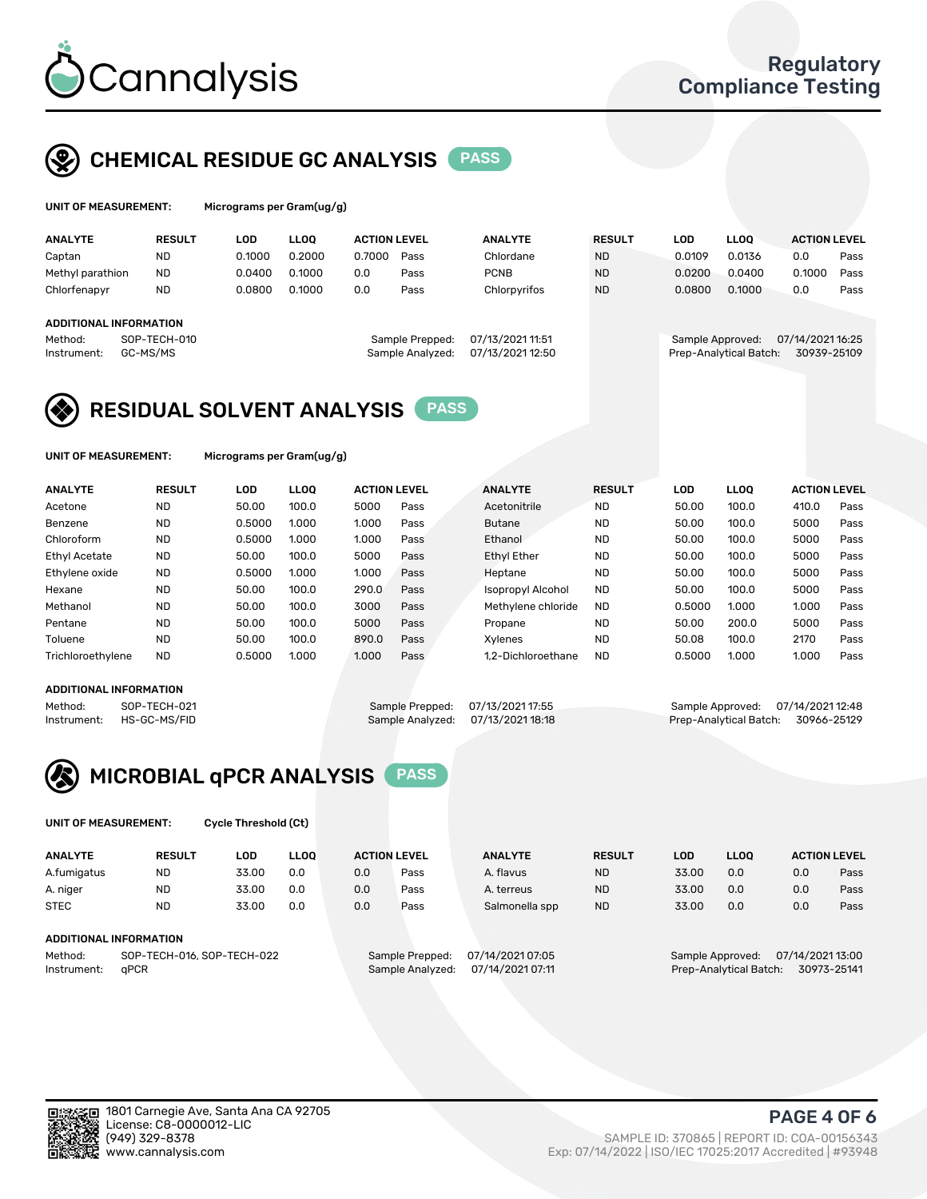# Cannalysis

Regulatory Compliance Testing

## CHEMICAL RESIDUE GC ANALYSIS PASS

**UNIT OF MEASUREMENT:** Micrograms per Gram(ug/g)

| ANALYTE | RESULT | LOD | LLOQ | ACTION LEVEL | | ANALYTE | RESULT | LOD | LLOQ | ACTION LEVEL | |
|---|---|---|---|---|---|---|---|---|---|---|---|
| Captan | ND | 0.1000 | 0.2000 | 0.7000 | Pass | Chlordane | ND | 0.0109 | 0.0136 | 0.0 | Pass |
| Methyl parathion | ND | 0.0400 | 0.1000 | 0.0 | Pass | PCNB | ND | 0.0200 | 0.0400 | 0.1000 | Pass |
| Chlorfenapyr | ND | 0.0800 | 0.1000 | 0.0 | Pass | Chlorpyrifos | ND | 0.0800 | 0.1000 | 0.0 | Pass |

**ADDITIONAL INFORMATION**

Method: SOP-TECH-010
Instrument: GC-MS/MS
Sample Prepped: 07/13/2021 11:51
Sample Analyzed: 07/13/2021 12:50
Sample Approved: 07/14/2021 16:25
Prep-Analytical Batch: 30939-25109

## RESIDUAL SOLVENT ANALYSIS PASS

**UNIT OF MEASUREMENT:** Micrograms per Gram(ug/g)

| ANALYTE | RESULT | LOD | LLOQ | ACTION LEVEL | | ANALYTE | RESULT | LOD | LLOQ | ACTION LEVEL | |
|---|---|---|---|---|---|---|---|---|---|---|---|
| Acetone | ND | 50.00 | 100.0 | 5000 | Pass | Acetonitrile | ND | 50.00 | 100.0 | 410.0 | Pass |
| Benzene | ND | 0.5000 | 1.000 | 1.000 | Pass | Butane | ND | 50.00 | 100.0 | 5000 | Pass |
| Chloroform | ND | 0.5000 | 1.000 | 1.000 | Pass | Ethanol | ND | 50.00 | 100.0 | 5000 | Pass |
| Ethyl Acetate | ND | 50.00 | 100.0 | 5000 | Pass | Ethyl Ether | ND | 50.00 | 100.0 | 5000 | Pass |
| Ethylene oxide | ND | 0.5000 | 1.000 | 1.000 | Pass | Heptane | ND | 50.00 | 100.0 | 5000 | Pass |
| Hexane | ND | 50.00 | 100.0 | 290.0 | Pass | Isopropyl Alcohol | ND | 50.00 | 100.0 | 5000 | Pass |
| Methanol | ND | 50.00 | 100.0 | 3000 | Pass | Methylene chloride | ND | 0.5000 | 1.000 | 1.000 | Pass |
| Pentane | ND | 50.00 | 100.0 | 5000 | Pass | Propane | ND | 50.00 | 200.0 | 5000 | Pass |
| Toluene | ND | 50.00 | 100.0 | 890.0 | Pass | Xylenes | ND | 50.08 | 100.0 | 2170 | Pass |
| Trichloroethylene | ND | 0.5000 | 1.000 | 1.000 | Pass | 1,2-Dichloroethane | ND | 0.5000 | 1.000 | 1.000 | Pass |

**ADDITIONAL INFORMATION**

Method: SOP-TECH-021
Instrument: HS-GC-MS/FID
Sample Prepped: 07/13/2021 17:55
Sample Analyzed: 07/13/2021 18:18
Sample Approved: 07/14/2021 12:48
Prep-Analytical Batch: 30966-25129

## MICROBIAL qPCR ANALYSIS PASS

**UNIT OF MEASUREMENT:** Cycle Threshold (Ct)

| ANALYTE | RESULT | LOD | LLOQ | ACTION LEVEL | | ANALYTE | RESULT | LOD | LLOQ | ACTION LEVEL | |
|---|---|---|---|---|---|---|---|---|---|---|---|
| A.fumigatus | ND | 33.00 | 0.0 | 0.0 | Pass | A. flavus | ND | 33.00 | 0.0 | 0.0 | Pass |
| A. niger | ND | 33.00 | 0.0 | 0.0 | Pass | A. terreus | ND | 33.00 | 0.0 | 0.0 | Pass |
| STEC | ND | 33.00 | 0.0 | 0.0 | Pass | Salmonella spp | ND | 33.00 | 0.0 | 0.0 | Pass |

**ADDITIONAL INFORMATION**

Method: SOP-TECH-016, SOP-TECH-022
Instrument: qPCR
Sample Prepped: 07/14/2021 07:05
Sample Analyzed: 07/14/2021 07:11
Sample Approved: 07/14/2021 13:00
Prep-Analytical Batch: 30973-25141

1801 Carnegie Ave, Santa Ana CA 92705
License: C8-0000012-LIC
(949) 329-8378
www.cannalysis.com

SAMPLE ID: 370865 | REPORT ID: COA-00156343
Exp: 07/14/2022 | ISO/IEC 17025:2017 Accredited | #93948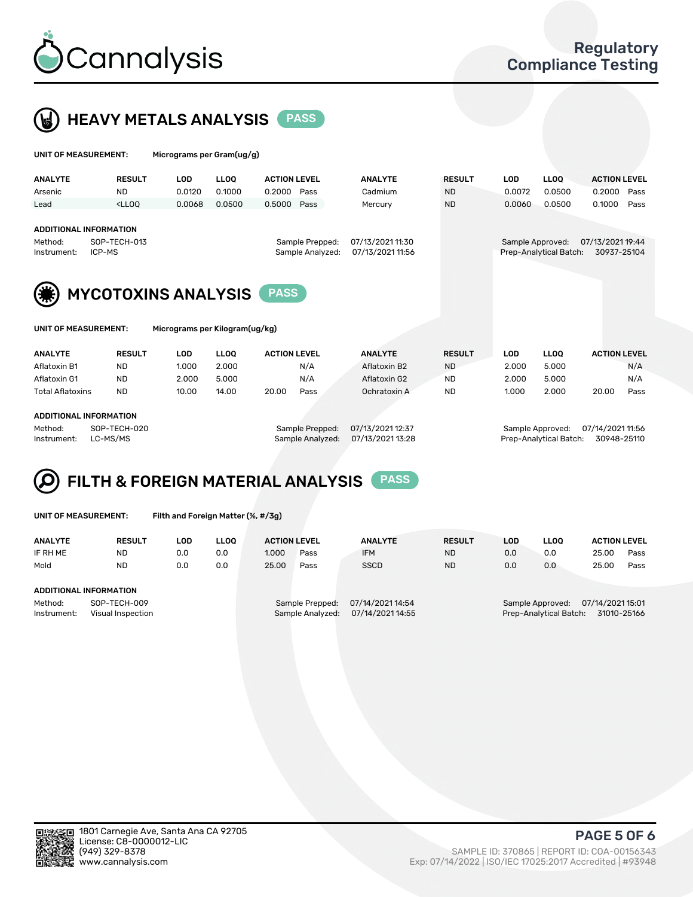# HEAVY METALS ANALYSIS PASS

**UNIT OF MEASUREMENT:** Micrograms per Gram(ug/g)

| ANALYTE | RESULT | LOD | LLOQ | ACTION LEVEL | | ANALYTE | RESULT | LOD | LLOQ | ACTION LEVEL | |
|---|---|---|---|---|---|---|---|---|---|---|---|
| Arsenic | ND | 0.0120 | 0.1000 | 0.2000 | Pass | Cadmium | ND | 0.0072 | 0.0500 | 0.2000 | Pass |
| Lead | <LLOQ | 0.0068 | 0.0500 | 0.5000 | Pass | Mercury | ND | 0.0060 | 0.0500 | 0.1000 | Pass |

**ADDITIONAL INFORMATION**

Method: SOP-TECH-013
Instrument: ICP-MS
Sample Prepped: 07/13/2021 11:30
Sample Analyzed: 07/13/2021 11:56
Sample Approved: 07/13/2021 19:44
Prep-Analytical Batch: 30937-25104

# MYCOTOXINS ANALYSIS PASS

**UNIT OF MEASUREMENT:** Micrograms per Kilogram(ug/kg)

| ANALYTE | RESULT | LOD | LLOQ | ACTION LEVEL | | ANALYTE | RESULT | LOD | LLOQ | ACTION LEVEL | |
|---|---|---|---|---|---|---|---|---|---|---|---|
| Aflatoxin B1 | ND | 1.000 | 2.000 | | N/A | Aflatoxin B2 | ND | 2.000 | 5.000 | | N/A |
| Aflatoxin G1 | ND | 2.000 | 5.000 | | N/A | Aflatoxin G2 | ND | 2.000 | 5.000 | | N/A |
| Total Aflatoxins | ND | 10.00 | 14.00 | 20.00 | Pass | Ochratoxin A | ND | 1.000 | 2.000 | 20.00 | Pass |

**ADDITIONAL INFORMATION**

Method: SOP-TECH-020
Instrument: LC-MS/MS
Sample Prepped: 07/13/2021 12:37
Sample Analyzed: 07/13/2021 13:28
Sample Approved: 07/14/2021 11:56
Prep-Analytical Batch: 30948-25110

# FILTH & FOREIGN MATERIAL ANALYSIS PASS

**UNIT OF MEASUREMENT:** Filth and Foreign Matter (%, #/3g)

| ANALYTE | RESULT | LOD | LLOQ | ACTION LEVEL | | ANALYTE | RESULT | LOD | LLOQ | ACTION LEVEL | |
|---|---|---|---|---|---|---|---|---|---|---|---|
| IF RH ME | ND | 0.0 | 0.0 | 1.000 | Pass | IFM | ND | 0.0 | 0.0 | 25.00 | Pass |
| Mold | ND | 0.0 | 0.0 | 25.00 | Pass | SSCD | ND | 0.0 | 0.0 | 25.00 | Pass |

**ADDITIONAL INFORMATION**

Method: SOP-TECH-009
Instrument: Visual Inspection
Sample Prepped: 07/14/2021 14:54
Sample Analyzed: 07/14/2021 14:55
Sample Approved: 07/14/2021 15:01
Prep-Analytical Batch: 31010-25166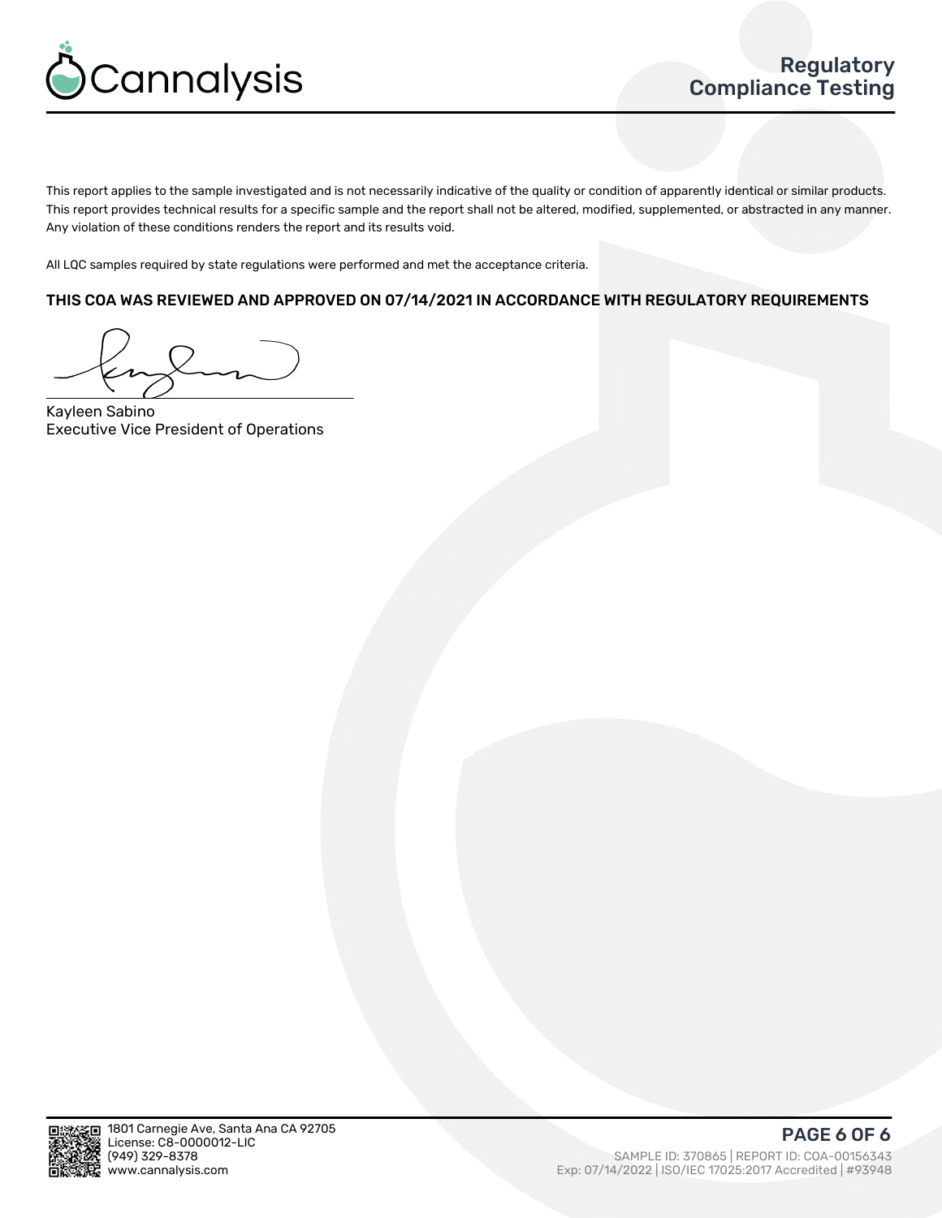This report applies to the sample investigated and is not necessarily indicative of the quality or condition of apparently identical or similar products. This report provides technical results for a specific sample and the report shall not be altered, modified, supplemented, or abstracted in any manner. Any violation of these conditions renders the report and its results void.

All LQC samples required by state regulations were performed and met the acceptance criteria.

**THIS COA WAS REVIEWED AND APPROVED ON 07/14/2021 IN ACCORDANCE WITH REGULATORY REQUIREMENTS**

Kayleen Sabino
Executive Vice President of Operations